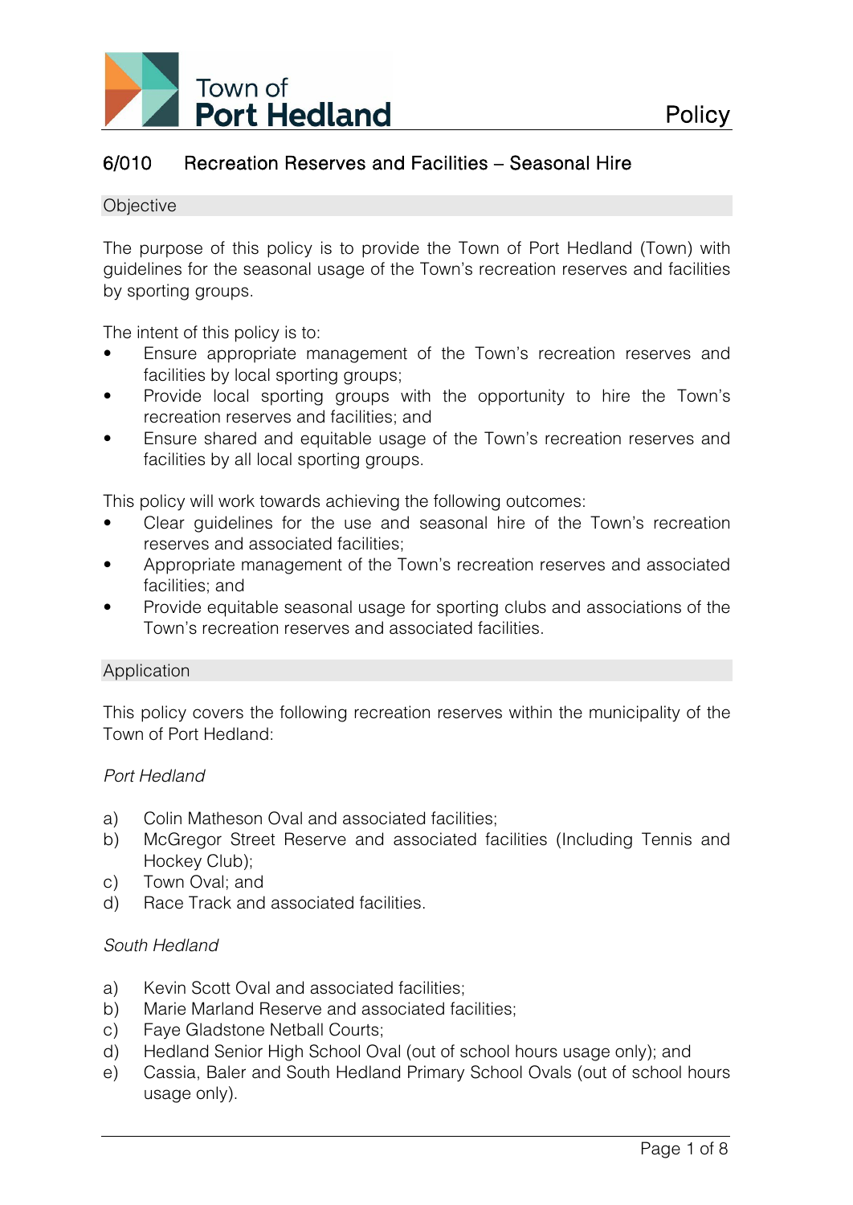# 6/010 Recreation Reserves and Facilities – Seasonal Hire

## Objective

The purpose of this policy is to provide the Town of Port Hedland (Town) with guidelines for the seasonal usage of the Town's recreation reserves and facilities by sporting groups.

The intent of this policy is to:

- Ensure appropriate management of the Town's recreation reserves and facilities by local sporting groups;
- Provide local sporting groups with the opportunity to hire the Town's recreation reserves and facilities; and
- Ensure shared and equitable usage of the Town's recreation reserves and facilities by all local sporting groups.

This policy will work towards achieving the following outcomes:

- Clear guidelines for the use and seasonal hire of the Town's recreation reserves and associated facilities;
- Appropriate management of the Town's recreation reserves and associated facilities; and
- Provide equitable seasonal usage for sporting clubs and associations of the Town's recreation reserves and associated facilities.

## Application

This policy covers the following recreation reserves within the municipality of the Town of Port Hedland:

*Port Hedland*

a) Colin Matheson Oval and associated facilities;
b) McGregor Street Reserve and associated facilities (Including Tennis and Hockey Club);
c) Town Oval; and
d) Race Track and associated facilities.

*South Hedland*

a) Kevin Scott Oval and associated facilities;
b) Marie Marland Reserve and associated facilities;
c) Faye Gladstone Netball Courts;
d) Hedland Senior High School Oval (out of school hours usage only); and
e) Cassia, Baler and South Hedland Primary School Ovals (out of school hours usage only).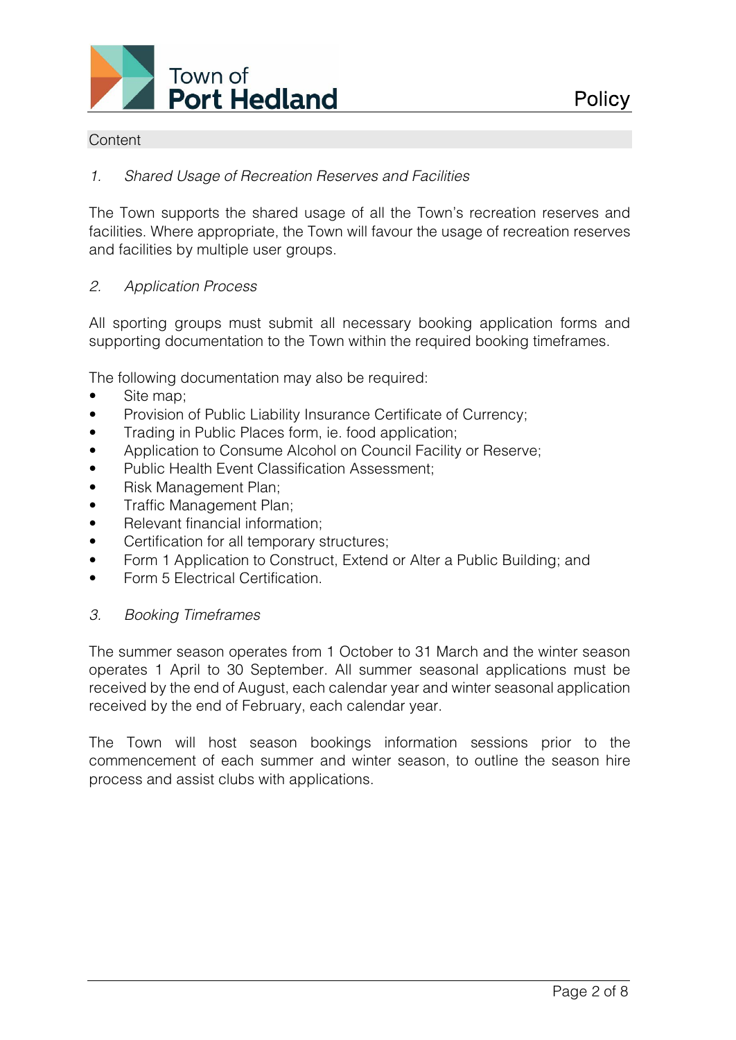## Content

*1. Shared Usage of Recreation Reserves and Facilities*

The Town supports the shared usage of all the Town's recreation reserves and facilities. Where appropriate, the Town will favour the usage of recreation reserves and facilities by multiple user groups.

*2. Application Process*

All sporting groups must submit all necessary booking application forms and supporting documentation to the Town within the required booking timeframes.

The following documentation may also be required:

- Site map;
- Provision of Public Liability Insurance Certificate of Currency;
- Trading in Public Places form, ie. food application;
- Application to Consume Alcohol on Council Facility or Reserve;
- Public Health Event Classification Assessment;
- Risk Management Plan;
- Traffic Management Plan;
- Relevant financial information;
- Certification for all temporary structures;
- Form 1 Application to Construct, Extend or Alter a Public Building; and
- Form 5 Electrical Certification.

*3. Booking Timeframes*

The summer season operates from 1 October to 31 March and the winter season operates 1 April to 30 September. All summer seasonal applications must be received by the end of August, each calendar year and winter seasonal application received by the end of February, each calendar year.

The Town will host season bookings information sessions prior to the commencement of each summer and winter season, to outline the season hire process and assist clubs with applications.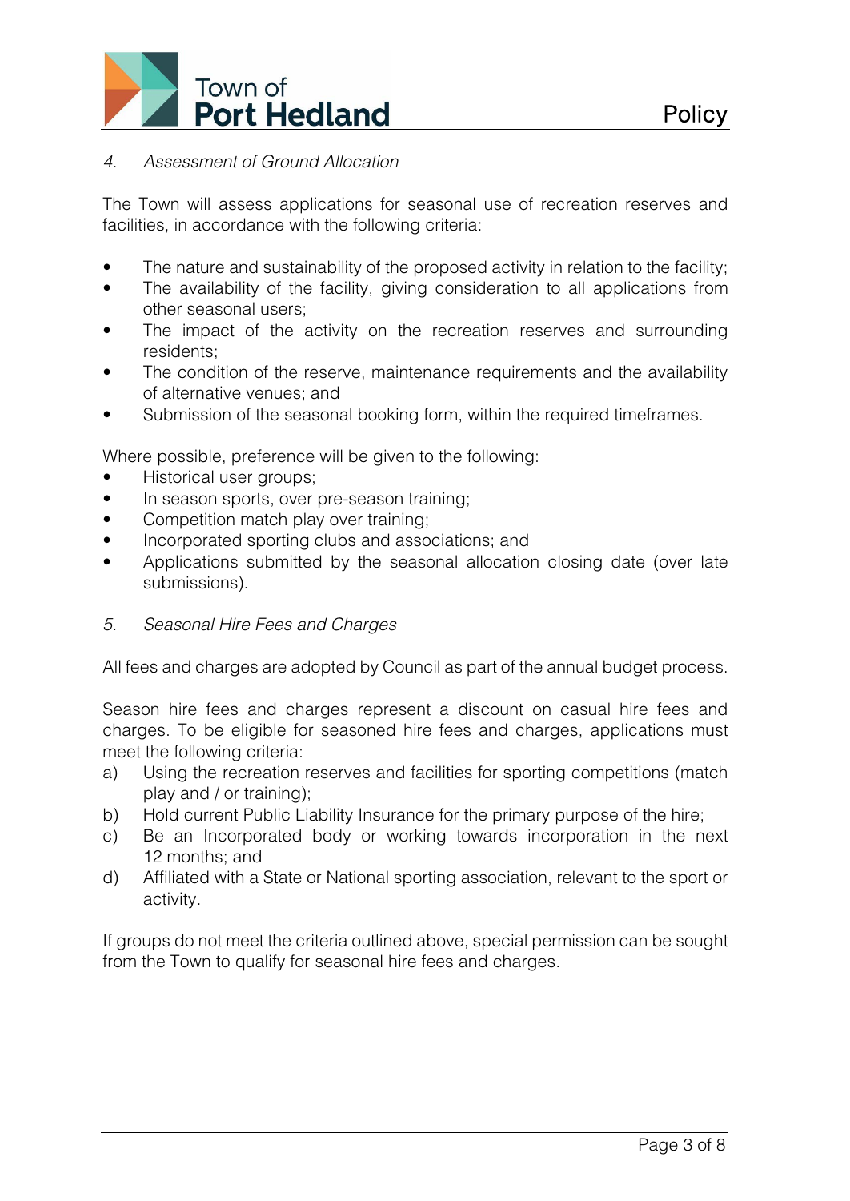### *4. Assessment of Ground Allocation*

The Town will assess applications for seasonal use of recreation reserves and facilities, in accordance with the following criteria:

- The nature and sustainability of the proposed activity in relation to the facility;
- The availability of the facility, giving consideration to all applications from other seasonal users;
- The impact of the activity on the recreation reserves and surrounding residents;
- The condition of the reserve, maintenance requirements and the availability of alternative venues; and
- Submission of the seasonal booking form, within the required timeframes.

Where possible, preference will be given to the following:

- Historical user groups;
- In season sports, over pre-season training;
- Competition match play over training;
- Incorporated sporting clubs and associations; and
- Applications submitted by the seasonal allocation closing date (over late submissions).

### *5. Seasonal Hire Fees and Charges*

All fees and charges are adopted by Council as part of the annual budget process.

Season hire fees and charges represent a discount on casual hire fees and charges. To be eligible for seasoned hire fees and charges, applications must meet the following criteria:

a) Using the recreation reserves and facilities for sporting competitions (match play and / or training);
b) Hold current Public Liability Insurance for the primary purpose of the hire;
c) Be an Incorporated body or working towards incorporation in the next 12 months; and
d) Affiliated with a State or National sporting association, relevant to the sport or activity.

If groups do not meet the criteria outlined above, special permission can be sought from the Town to qualify for seasonal hire fees and charges.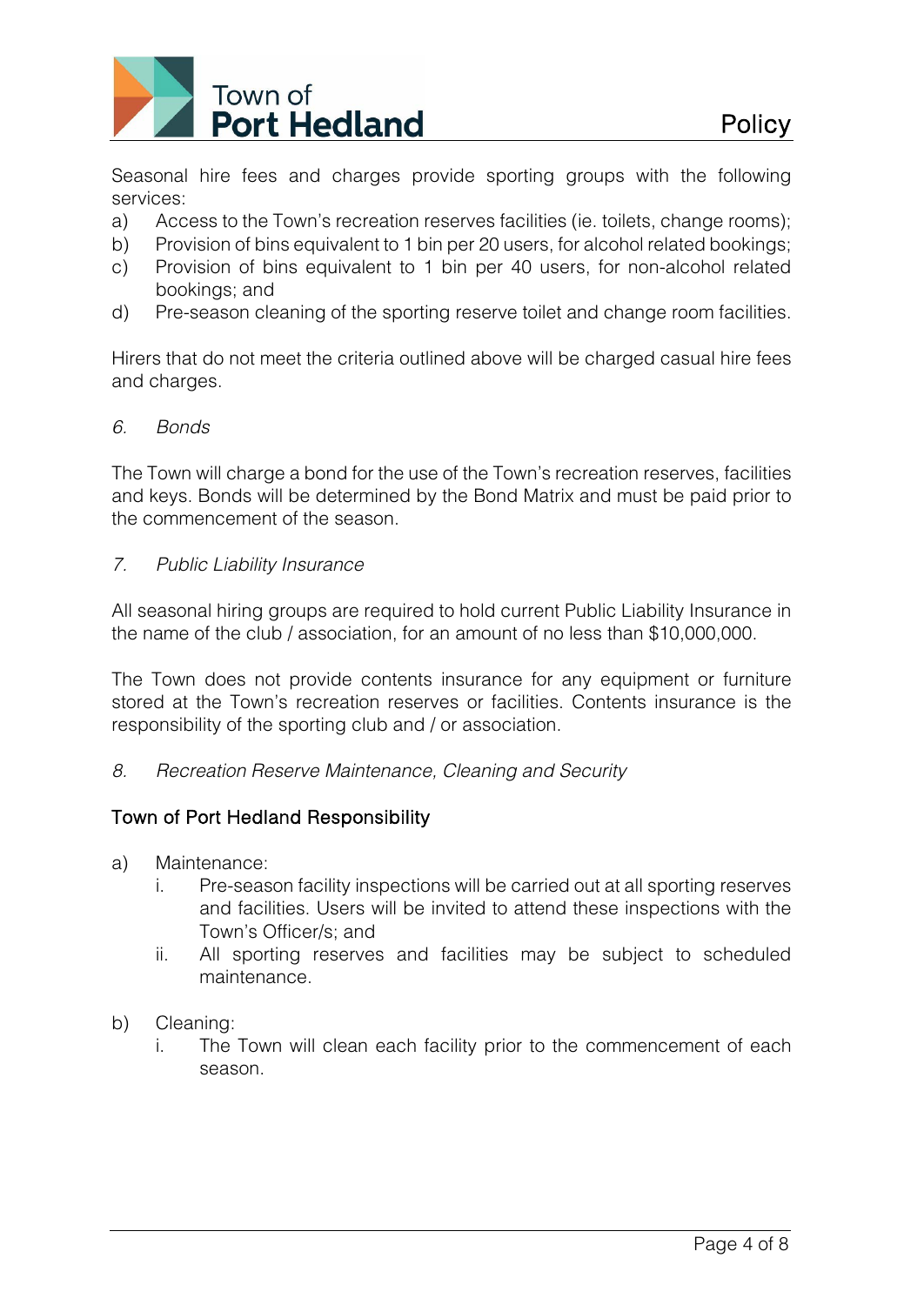Seasonal hire fees and charges provide sporting groups with the following services:

a) Access to the Town's recreation reserves facilities (ie. toilets, change rooms);
b) Provision of bins equivalent to 1 bin per 20 users, for alcohol related bookings;
c) Provision of bins equivalent to 1 bin per 40 users, for non-alcohol related bookings; and
d) Pre-season cleaning of the sporting reserve toilet and change room facilities.

Hirers that do not meet the criteria outlined above will be charged casual hire fees and charges.

*6. Bonds*

The Town will charge a bond for the use of the Town's recreation reserves, facilities and keys. Bonds will be determined by the Bond Matrix and must be paid prior to the commencement of the season.

*7. Public Liability Insurance*

All seasonal hiring groups are required to hold current Public Liability Insurance in the name of the club / association, for an amount of no less than $10,000,000.

The Town does not provide contents insurance for any equipment or furniture stored at the Town's recreation reserves or facilities. Contents insurance is the responsibility of the sporting club and / or association.

*8. Recreation Reserve Maintenance, Cleaning and Security*

## Town of Port Hedland Responsibility

a) Maintenance:
   i. Pre-season facility inspections will be carried out at all sporting reserves and facilities. Users will be invited to attend these inspections with the Town's Officer/s; and
   ii. All sporting reserves and facilities may be subject to scheduled maintenance.

b) Cleaning:
   i. The Town will clean each facility prior to the commencement of each season.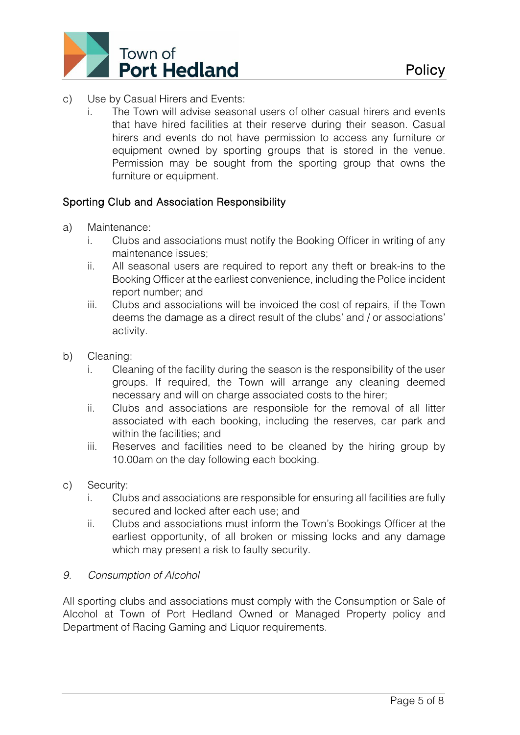c) Use by Casual Hirers and Events:

   i. The Town will advise seasonal users of other casual hirers and events that have hired facilities at their reserve during their season. Casual hirers and events do not have permission to access any furniture or equipment owned by sporting groups that is stored in the venue. Permission may be sought from the sporting group that owns the furniture or equipment.

### Sporting Club and Association Responsibility

a) Maintenance:

   i. Clubs and associations must notify the Booking Officer in writing of any maintenance issues;

   ii. All seasonal users are required to report any theft or break-ins to the Booking Officer at the earliest convenience, including the Police incident report number; and

   iii. Clubs and associations will be invoiced the cost of repairs, if the Town deems the damage as a direct result of the clubs' and / or associations' activity.

b) Cleaning:

   i. Cleaning of the facility during the season is the responsibility of the user groups. If required, the Town will arrange any cleaning deemed necessary and will on charge associated costs to the hirer;

   ii. Clubs and associations are responsible for the removal of all litter associated with each booking, including the reserves, car park and within the facilities; and

   iii. Reserves and facilities need to be cleaned by the hiring group by 10.00am on the day following each booking.

c) Security:

   i. Clubs and associations are responsible for ensuring all facilities are fully secured and locked after each use; and

   ii. Clubs and associations must inform the Town's Bookings Officer at the earliest opportunity, of all broken or missing locks and any damage which may present a risk to faulty security.

### *9. Consumption of Alcohol*

All sporting clubs and associations must comply with the Consumption or Sale of Alcohol at Town of Port Hedland Owned or Managed Property policy and Department of Racing Gaming and Liquor requirements.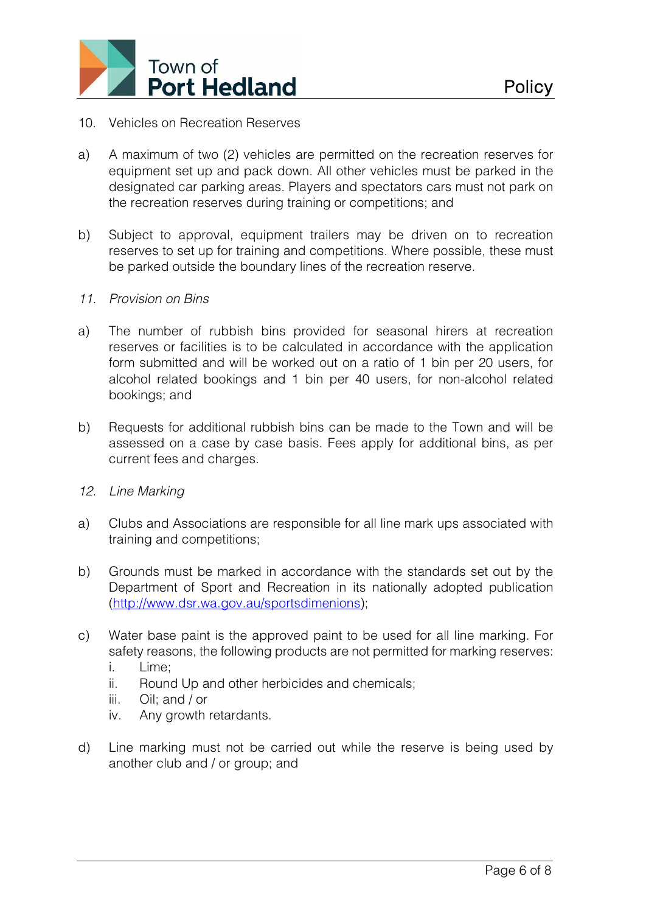10. Vehicles on Recreation Reserves

a) A maximum of two (2) vehicles are permitted on the recreation reserves for equipment set up and pack down. All other vehicles must be parked in the designated car parking areas. Players and spectators cars must not park on the recreation reserves during training or competitions; and

b) Subject to approval, equipment trailers may be driven on to recreation reserves to set up for training and competitions. Where possible, these must be parked outside the boundary lines of the recreation reserve.

*11. Provision on Bins*

a) The number of rubbish bins provided for seasonal hirers at recreation reserves or facilities is to be calculated in accordance with the application form submitted and will be worked out on a ratio of 1 bin per 20 users, for alcohol related bookings and 1 bin per 40 users, for non-alcohol related bookings; and

b) Requests for additional rubbish bins can be made to the Town and will be assessed on a case by case basis. Fees apply for additional bins, as per current fees and charges.

*12. Line Marking*

a) Clubs and Associations are responsible for all line mark ups associated with training and competitions;

b) Grounds must be marked in accordance with the standards set out by the Department of Sport and Recreation in its nationally adopted publication (http://www.dsr.wa.gov.au/sportsdimenions);

c) Water base paint is the approved paint to be used for all line marking. For safety reasons, the following products are not permitted for marking reserves:
   i. Lime;
   ii. Round Up and other herbicides and chemicals;
   iii. Oil; and / or
   iv. Any growth retardants.

d) Line marking must not be carried out while the reserve is being used by another club and / or group; and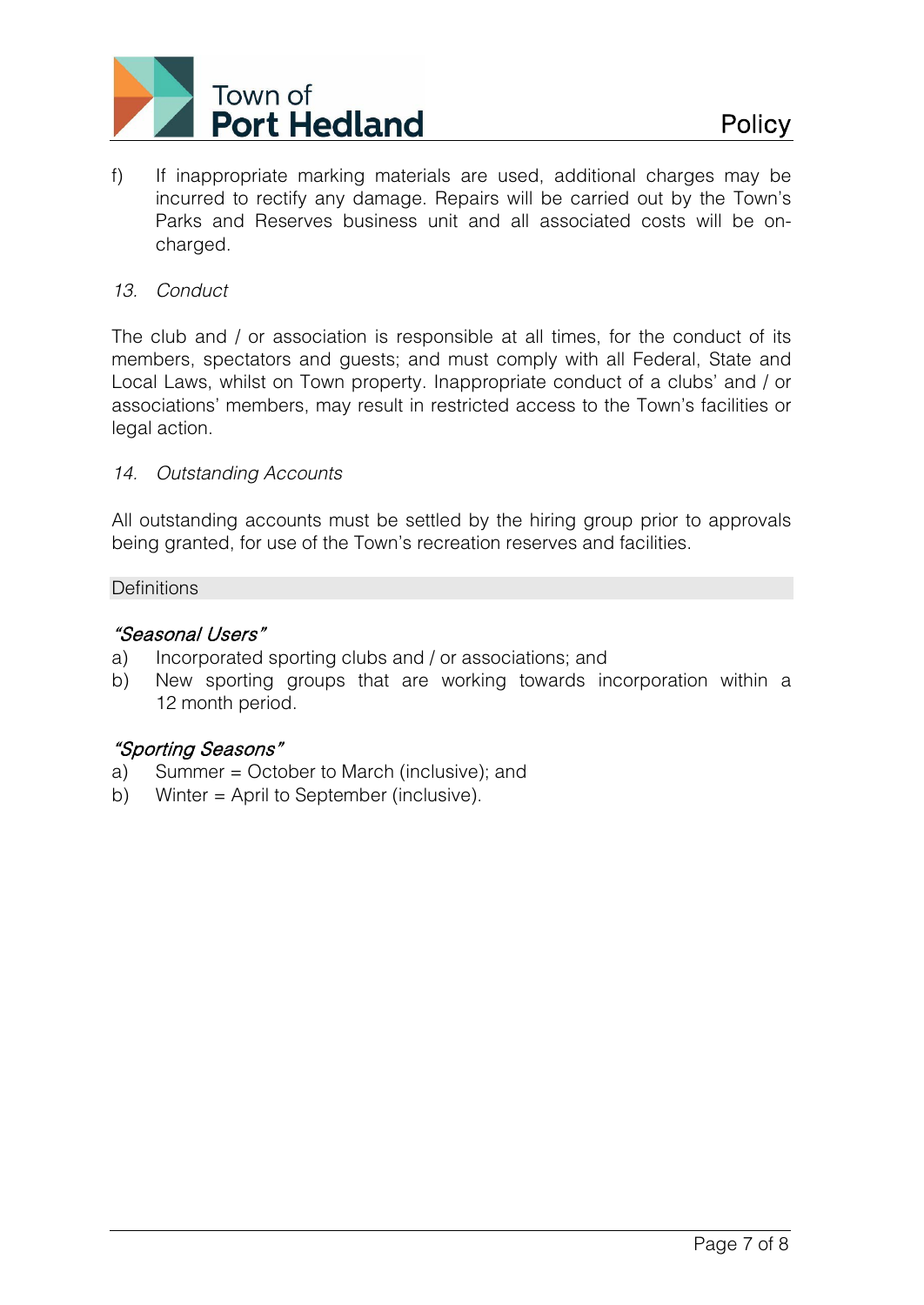f) If inappropriate marking materials are used, additional charges may be incurred to rectify any damage. Repairs will be carried out by the Town's Parks and Reserves business unit and all associated costs will be on-charged.

*13. Conduct*

The club and / or association is responsible at all times, for the conduct of its members, spectators and guests; and must comply with all Federal, State and Local Laws, whilst on Town property. Inappropriate conduct of a clubs' and / or associations' members, may result in restricted access to the Town's facilities or legal action.

*14. Outstanding Accounts*

All outstanding accounts must be settled by the hiring group prior to approvals being granted, for use of the Town's recreation reserves and facilities.

## Definitions

***"Seasonal Users"***

a) Incorporated sporting clubs and / or associations; and
b) New sporting groups that are working towards incorporation within a 12 month period.

***"Sporting Seasons"***

a) Summer = October to March (inclusive); and
b) Winter = April to September (inclusive).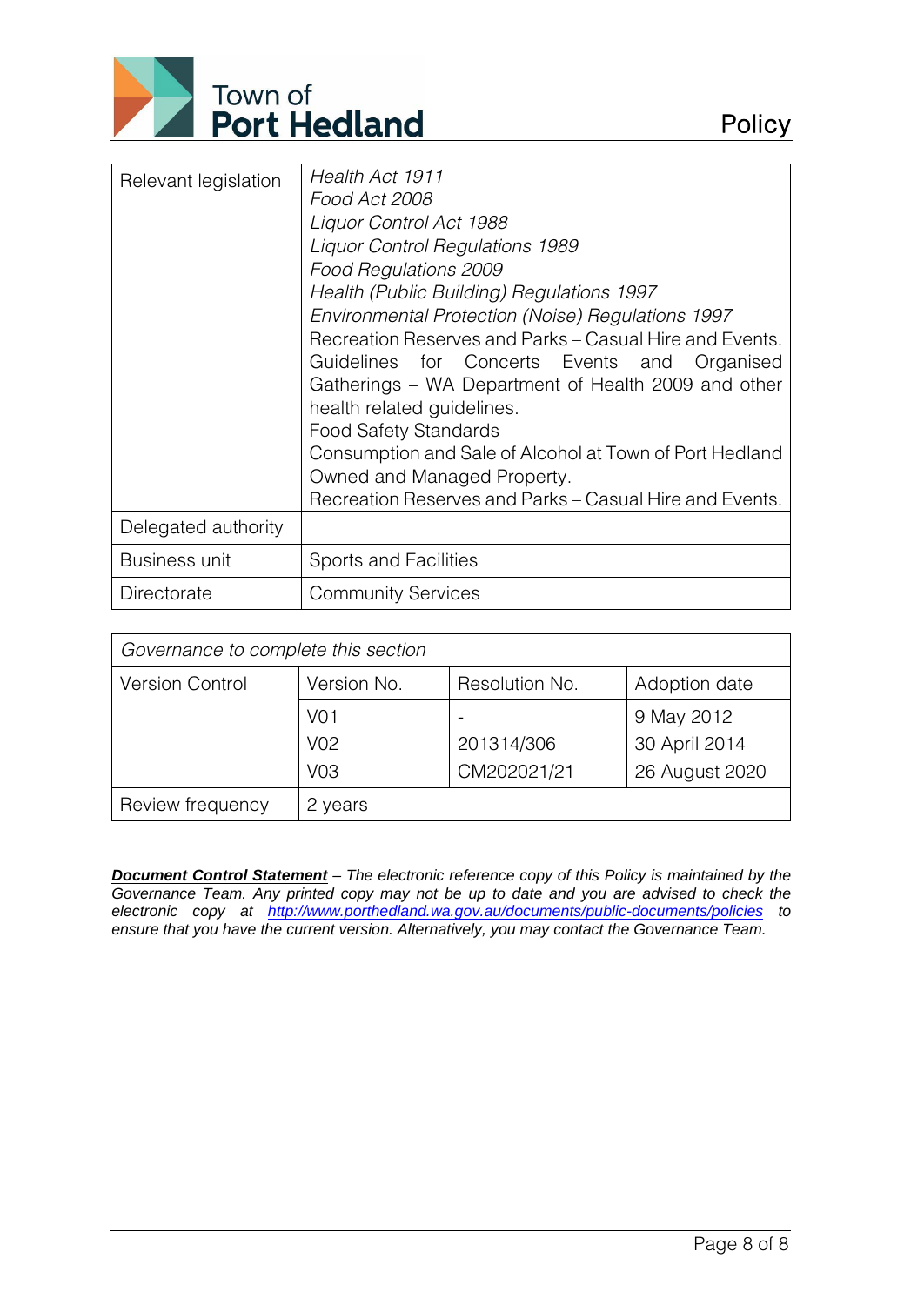| | |
|---|---|
| Relevant legislation | *Health Act 1911*<br>*Food Act 2008*<br>*Liquor Control Act 1988*<br>*Liquor Control Regulations 1989*<br>*Food Regulations 2009*<br>*Health (Public Building) Regulations 1997*<br>*Environmental Protection (Noise) Regulations 1997*<br>Recreation Reserves and Parks – Casual Hire and Events.<br>Guidelines for Concerts Events and Organised Gatherings – WA Department of Health 2009 and other health related guidelines.<br>Food Safety Standards<br>Consumption and Sale of Alcohol at Town of Port Hedland Owned and Managed Property.<br>Recreation Reserves and Parks – Casual Hire and Events. |
| Delegated authority | |
| Business unit | Sports and Facilities |
| Directorate | Community Services |

| *Governance to complete this section* | | | |
|---|---|---|---|
| Version Control | Version No. | Resolution No. | Adoption date |
| | V01 | - | 9 May 2012 |
| | V02 | 201314/306 | 30 April 2014 |
| | V03 | CM202021/21 | 26 August 2020 |
| Review frequency | 2 years | | |

***Document Control Statement*** *– The electronic reference copy of this Policy is maintained by the Governance Team. Any printed copy may not be up to date and you are advised to check the electronic copy at http://www.porthedland.wa.gov.au/documents/public-documents/policies to ensure that you have the current version. Alternatively, you may contact the Governance Team.*